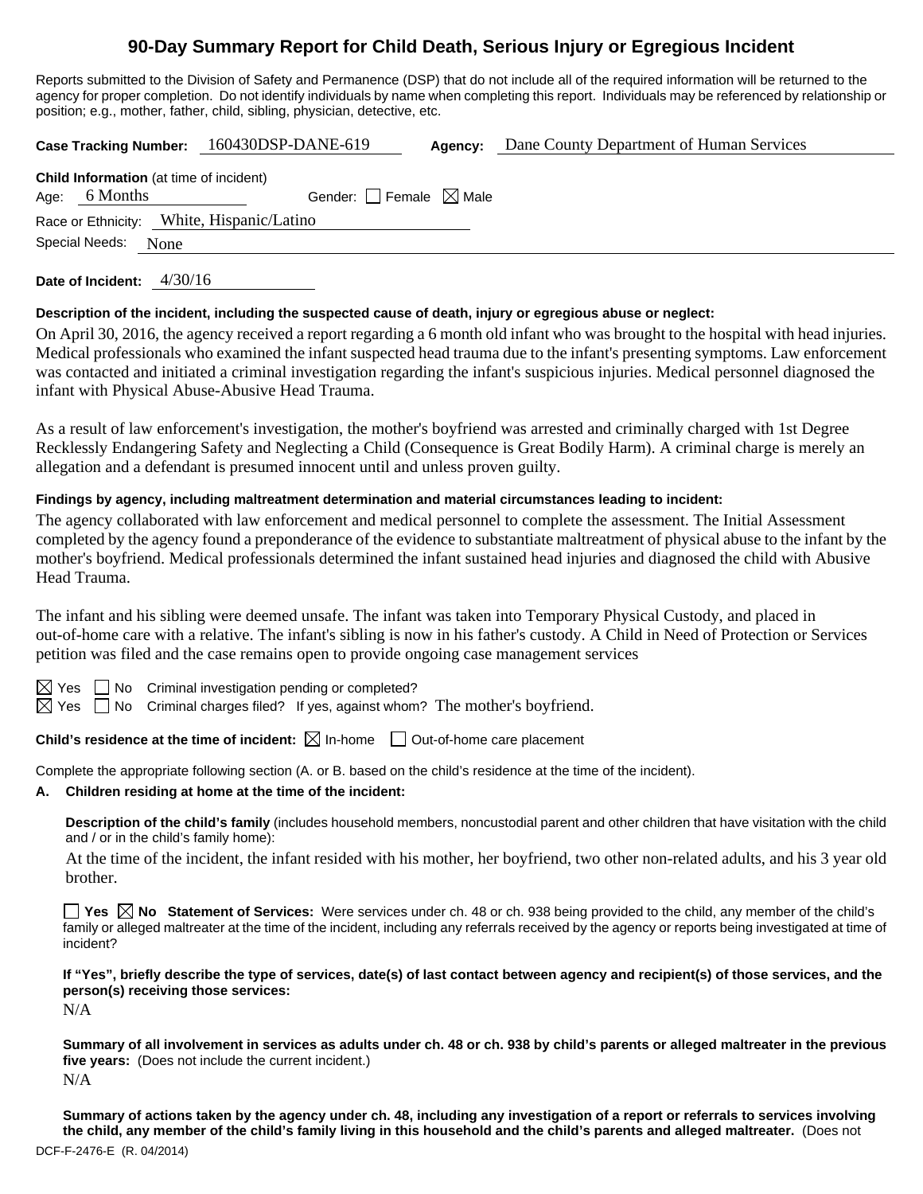# 90-Day Summary Report for Child Death, Serious Injury or Egregious Incident

Reports submitted to the Division of Safety and Permanence (DSP) that do not include all of the required information will be returned to the agency for proper completion. Do not identify individuals by name when completing this report. Individuals may be referenced by relationship or position; e.g., mother, father, child, sibling, physician, detective, etc.

**Case Tracking Number:** 160430DSP-DANE-619 **Agency:** Dane County Department of Human Services

**Child Information** (at time of incident)

Age: 6 Months Gender: ☐ Female ☒ Male

Race or Ethnicity: White, Hispanic/Latino

Special Needs: None

**Date of Incident:** 4/30/16

**Description of the incident, including the suspected cause of death, injury or egregious abuse or neglect:**

On April 30, 2016, the agency received a report regarding a 6 month old infant who was brought to the hospital with head injuries. Medical professionals who examined the infant suspected head trauma due to the infant's presenting symptoms. Law enforcement was contacted and initiated a criminal investigation regarding the infant's suspicious injuries. Medical personnel diagnosed the infant with Physical Abuse-Abusive Head Trauma.

As a result of law enforcement's investigation, the mother's boyfriend was arrested and criminally charged with 1st Degree Recklessly Endangering Safety and Neglecting a Child (Consequence is Great Bodily Harm). A criminal charge is merely an allegation and a defendant is presumed innocent until and unless proven guilty.

**Findings by agency, including maltreatment determination and material circumstances leading to incident:**

The agency collaborated with law enforcement and medical personnel to complete the assessment. The Initial Assessment completed by the agency found a preponderance of the evidence to substantiate maltreatment of physical abuse to the infant by the mother's boyfriend. Medical professionals determined the infant sustained head injuries and diagnosed the child with Abusive Head Trauma.

The infant and his sibling were deemed unsafe. The infant was taken into Temporary Physical Custody, and placed in out-of-home care with a relative. The infant's sibling is now in his father's custody. A Child in Need of Protection or Services petition was filed and the case remains open to provide ongoing case management services

☒ Yes ☐ No Criminal investigation pending or completed?

☒ Yes ☐ No Criminal charges filed? If yes, against whom? The mother's boyfriend.

**Child's residence at the time of incident:** ☒ In-home ☐ Out-of-home care placement

Complete the appropriate following section (A. or B. based on the child's residence at the time of the incident).

**A. Children residing at home at the time of the incident:**

**Description of the child's family** (includes household members, noncustodial parent and other children that have visitation with the child and / or in the child's family home):

At the time of the incident, the infant resided with his mother, her boyfriend, two other non-related adults, and his 3 year old brother.

☐ **Yes** ☒ **No** **Statement of Services:** Were services under ch. 48 or ch. 938 being provided to the child, any member of the child's family or alleged maltreater at the time of the incident, including any referrals received by the agency or reports being investigated at time of incident?

**If "Yes", briefly describe the type of services, date(s) of last contact between agency and recipient(s) of those services, and the person(s) receiving those services:**

N/A

**Summary of all involvement in services as adults under ch. 48 or ch. 938 by child's parents or alleged maltreater in the previous five years:** (Does not include the current incident.)

N/A

**Summary of actions taken by the agency under ch. 48, including any investigation of a report or referrals to services involving the child, any member of the child's family living in this household and the child's parents and alleged maltreater.** (Does not

DCF-F-2476-E (R. 04/2014)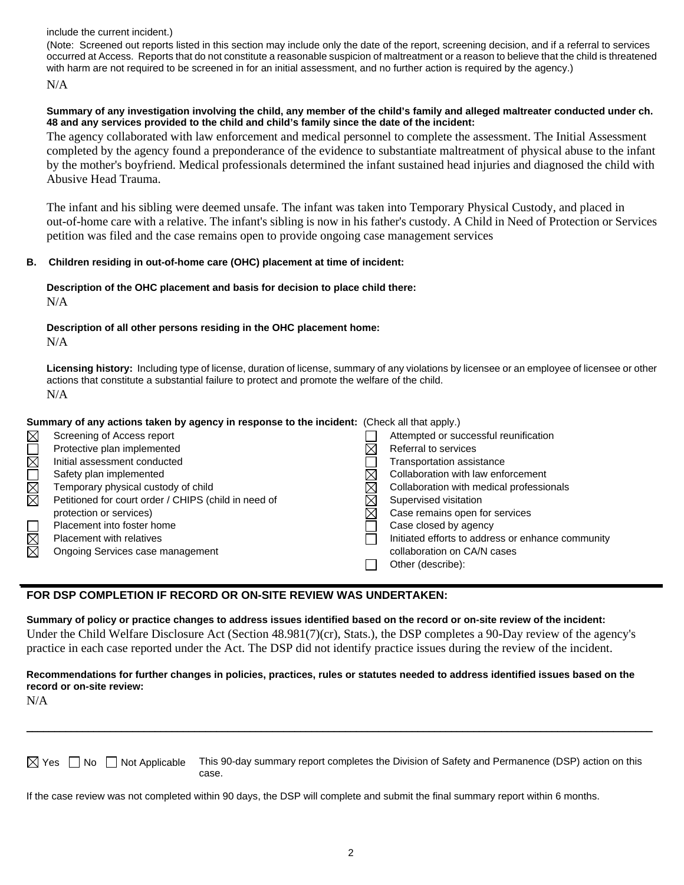include the current incident.)

(Note: Screened out reports listed in this section may include only the date of the report, screening decision, and if a referral to services occurred at Access. Reports that do not constitute a reasonable suspicion of maltreatment or a reason to believe that the child is threatened with harm are not required to be screened in for an initial assessment, and no further action is required by the agency.)

N/A

**Summary of any investigation involving the child, any member of the child's family and alleged maltreater conducted under ch. 48 and any services provided to the child and child's family since the date of the incident:**

The agency collaborated with law enforcement and medical personnel to complete the assessment. The Initial Assessment completed by the agency found a preponderance of the evidence to substantiate maltreatment of physical abuse to the infant by the mother's boyfriend. Medical professionals determined the infant sustained head injuries and diagnosed the child with Abusive Head Trauma.

The infant and his sibling were deemed unsafe. The infant was taken into Temporary Physical Custody, and placed in out-of-home care with a relative. The infant's sibling is now in his father's custody. A Child in Need of Protection or Services petition was filed and the case remains open to provide ongoing case management services

**B. Children residing in out-of-home care (OHC) placement at time of incident:**

**Description of the OHC placement and basis for decision to place child there:**
N/A

**Description of all other persons residing in the OHC placement home:**
N/A

**Licensing history:** Including type of license, duration of license, summary of any violations by licensee or an employee of licensee or other actions that constitute a substantial failure to protect and promote the welfare of the child.
N/A

**Summary of any actions taken by agency in response to the incident:** (Check all that apply.)

- [x] Screening of Access report
- [ ] Protective plan implemented
- [x] Initial assessment conducted
- [ ] Safety plan implemented
- [x] Temporary physical custody of child
- [x] Petitioned for court order / CHIPS (child in need of protection or services)
- [ ] Placement into foster home
- [x] Placement with relatives
- [x] Ongoing Services case management
- [ ] Attempted or successful reunification
- [x] Referral to services
- [ ] Transportation assistance
- [x] Collaboration with law enforcement
- [x] Collaboration with medical professionals
- [x] Supervised visitation
- [x] Case remains open for services
- [ ] Case closed by agency
- [ ] Initiated efforts to address or enhance community collaboration on CA/N cases
- [ ] Other (describe):

## FOR DSP COMPLETION IF RECORD OR ON-SITE REVIEW WAS UNDERTAKEN:

**Summary of policy or practice changes to address issues identified based on the record or on-site review of the incident:**

Under the Child Welfare Disclosure Act (Section 48.981(7)(cr), Stats.), the DSP completes a 90-Day review of the agency's practice in each case reported under the Act. The DSP did not identify practice issues during the review of the incident.

**Recommendations for further changes in policies, practices, rules or statutes needed to address identified issues based on the record or on-site review:**

N/A

---

[x] Yes [ ] No [ ] Not Applicable This 90-day summary report completes the Division of Safety and Permanence (DSP) action on this case.

If the case review was not completed within 90 days, the DSP will complete and submit the final summary report within 6 months.